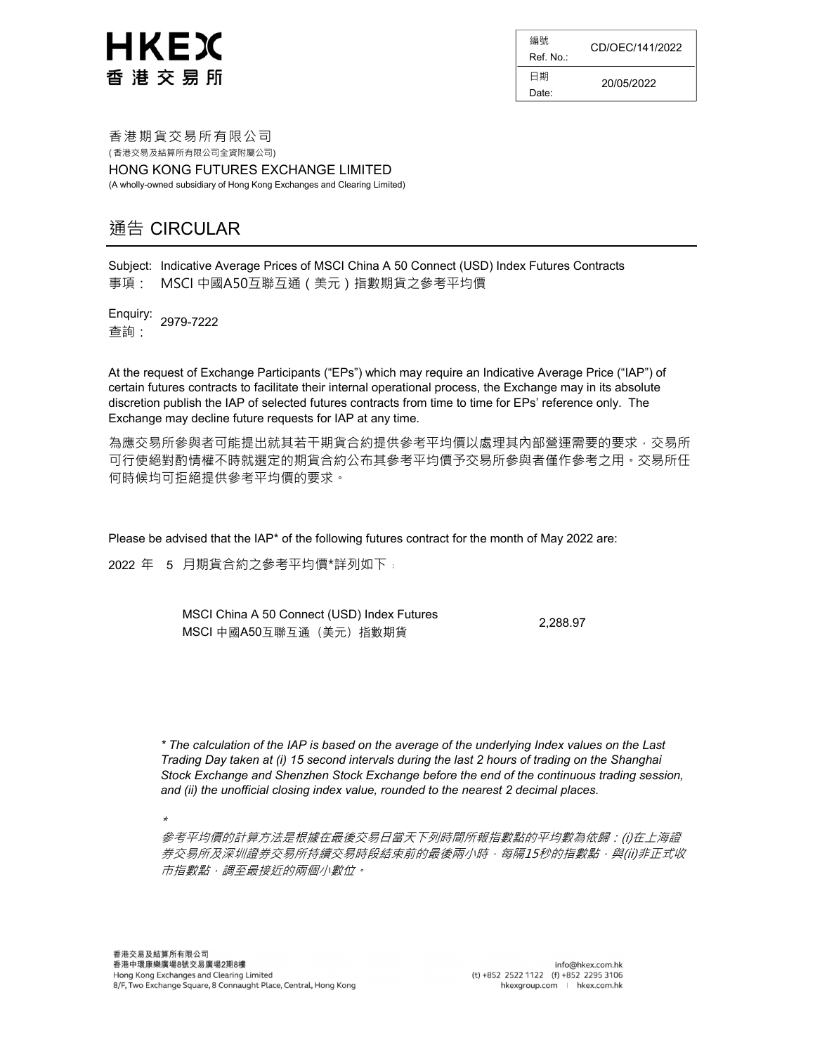HKEX
香港交易所

| 編號 Ref. No.: | CD/OEC/141/2022 |
| --- | --- |
| 日期 Date: | 20/05/2022 |

香港期貨交易所有限公司
(香港交易及結算所有限公司全資附屬公司)
HONG KONG FUTURES EXCHANGE LIMITED
(A wholly-owned subsidiary of Hong Kong Exchanges and Clearing Limited)

# 通告 CIRCULAR

Subject: Indicative Average Prices of MSCI China A 50 Connect (USD) Index Futures Contracts
事項： MSCI 中國A50互聯互通（美元）指數期貨之參考平均價

Enquiry:
查詢： 2979-7222

At the request of Exchange Participants ("EPs") which may require an Indicative Average Price ("IAP") of certain futures contracts to facilitate their internal operational process, the Exchange may in its absolute discretion publish the IAP of selected futures contracts from time to time for EPs' reference only. The Exchange may decline future requests for IAP at any time.

為應交易所參與者可能提出就其若干期貨合約提供參考平均價以處理其內部營運需要的要求，交易所可行使絕對酌情權不時就選定的期貨合約公布其參考平均價予交易所參與者僅作參考之用。交易所任何時候均可拒絕提供參考平均價的要求。

Please be advised that the IAP* of the following futures contract for the month of May 2022 are:

2022 年 5 月期貨合約之參考平均價*詳列如下：

| MSCI China A 50 Connect (USD) Index Futures<br>MSCI 中國A50互聯互通（美元）指數期貨 | 2,288.97 |
| --- | --- |

*\* The calculation of the IAP is based on the average of the underlying Index values on the Last Trading Day taken at (i) 15 second intervals during the last 2 hours of trading on the Shanghai Stock Exchange and Shenzhen Stock Exchange before the end of the continuous trading session, and (ii) the unofficial closing index value, rounded to the nearest 2 decimal places.*

*\* 參考平均價的計算方法是根據在最後交易日當天下列時間所報指數點的平均數為依歸：(i)在上海證券交易所及深圳證券交易所持續交易時段結束前的最後兩小時，每隔15秒的指數點，與(ii)非正式收市指數點，調至最接近的兩個小數位。*

香港交易及結算所有限公司
香港中環康樂廣場8號交易廣場2期8樓
Hong Kong Exchanges and Clearing Limited
8/F, Two Exchange Square, 8 Connaught Place, Central, Hong Kong

info@hkex.com.hk
(t) +852 2522 1122 (f) +852 2295 3106
hkexgroup.com | hkex.com.hk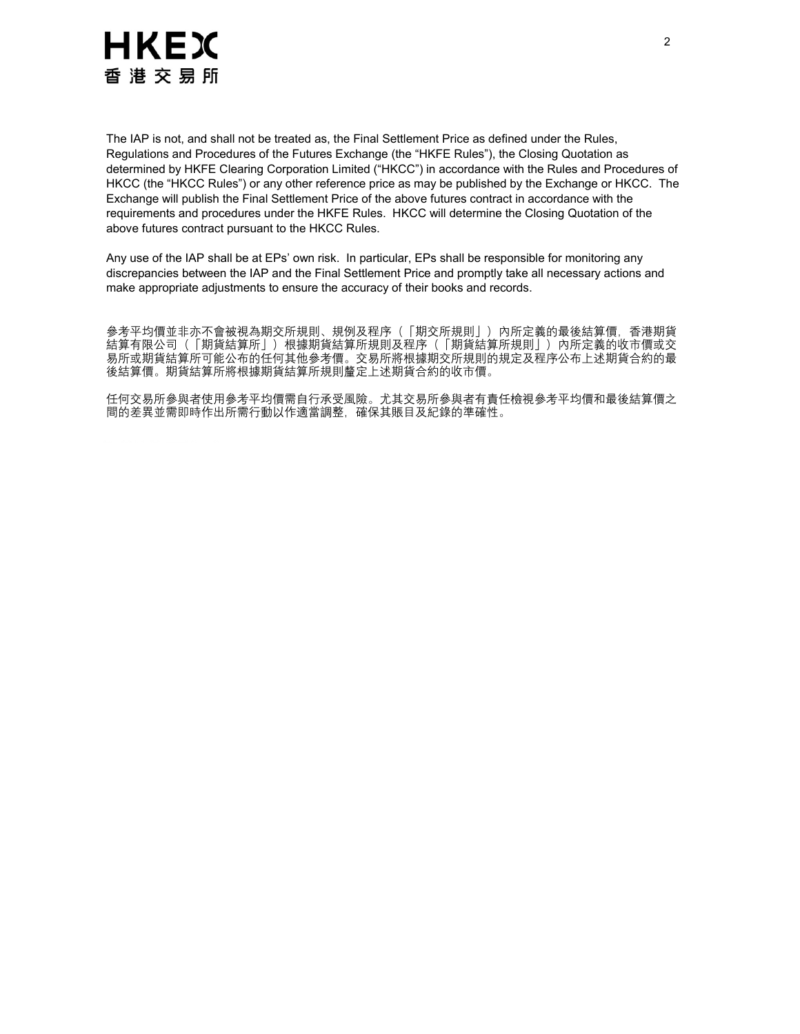The IAP is not, and shall not be treated as, the Final Settlement Price as defined under the Rules, Regulations and Procedures of the Futures Exchange (the "HKFE Rules"), the Closing Quotation as determined by HKFE Clearing Corporation Limited ("HKCC") in accordance with the Rules and Procedures of HKCC (the "HKCC Rules") or any other reference price as may be published by the Exchange or HKCC. The Exchange will publish the Final Settlement Price of the above futures contract in accordance with the requirements and procedures under the HKFE Rules. HKCC will determine the Closing Quotation of the above futures contract pursuant to the HKCC Rules.

Any use of the IAP shall be at EPs' own risk. In particular, EPs shall be responsible for monitoring any discrepancies between the IAP and the Final Settlement Price and promptly take all necessary actions and make appropriate adjustments to ensure the accuracy of their books and records.

參考平均價並非亦不會被視為期交所規則、規例及程序（「期交所規則」）內所定義的最後結算價，香港期貨結算有限公司（「期貨結算所」）根據期貨結算所規則及程序（「期貨結算所規則」）內所定義的收市價或交易所或期貨結算所可能公布的任何其他參考價。交易所將根據期交所規則的規定及程序公布上述期貨合約的最後結算價。期貨結算所將根據期貨結算所規則釐定上述期貨合約的收市價。

任何交易所參與者使用參考平均價需自行承受風險。尤其交易所參與者有責任檢視參考平均價和最後結算價之間的差異並需即時作出所需行動以作適當調整，確保其賬目及紀錄的準確性。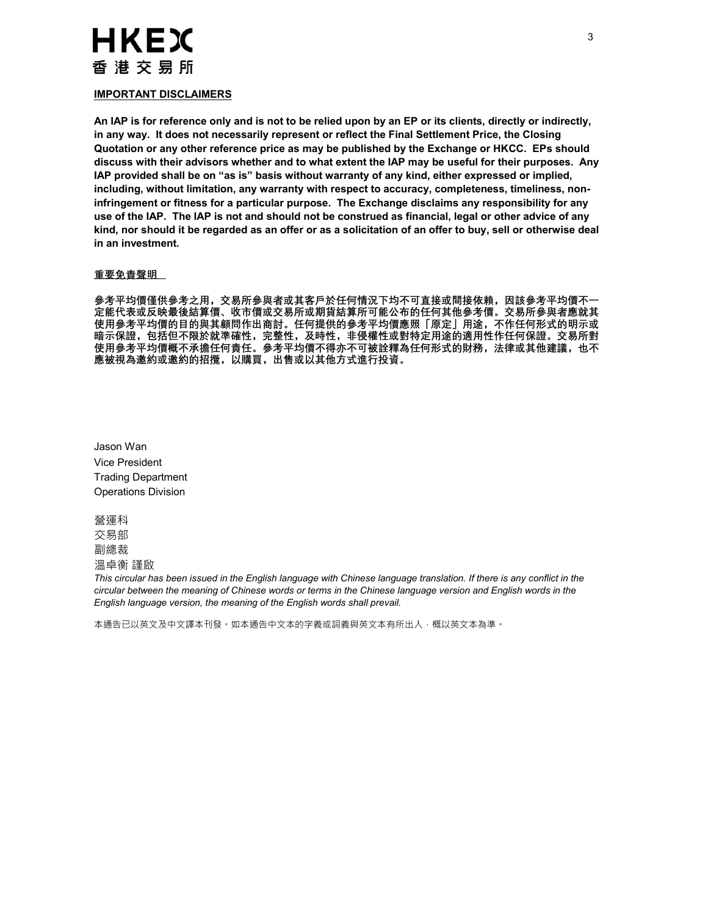**IMPORTANT DISCLAIMERS**

**An IAP is for reference only and is not to be relied upon by an EP or its clients, directly or indirectly, in any way. It does not necessarily represent or reflect the Final Settlement Price, the Closing Quotation or any other reference price as may be published by the Exchange or HKCC. EPs should discuss with their advisors whether and to what extent the IAP may be useful for their purposes. Any IAP provided shall be on "as is" basis without warranty of any kind, either expressed or implied, including, without limitation, any warranty with respect to accuracy, completeness, timeliness, non-infringement or fitness for a particular purpose. The Exchange disclaims any responsibility for any use of the IAP. The IAP is not and should not be construed as financial, legal or other advice of any kind, nor should it be regarded as an offer or as a solicitation of an offer to buy, sell or otherwise deal in an investment.**

**重要免責聲明**

**參考平均價僅供參考之用，交易所參與者或其客戶於任何情況下均不可直接或間接依賴，因該參考平均價不一定能代表或反映最後結算價、收市價或交易所或期貨結算所可能公布的任何其他參考價。交易所參與者應就其使用參考平均價的目的與其顧問作出商討。任何提供的參考平均價應照「原定」用途，不作任何形式的明示或暗示保證，包括但不限於就準確性，完整性，及時性，非侵權性或對特定用途的適用性作任何保證。交易所對使用參考平均價概不承擔任何責任。參考平均價不得亦不可被詮釋為任何形式的財務，法律或其他建議，也不應被視為邀約或邀約的招攬，以購買，出售或以其他方式進行投資。**

Jason Wan
Vice President
Trading Department
Operations Division

營運科
交易部
副總裁
溫卓衡 謹啟

*This circular has been issued in the English language with Chinese language translation. If there is any conflict in the circular between the meaning of Chinese words or terms in the Chinese language version and English words in the English language version, the meaning of the English words shall prevail.*

本通告已以英文及中文譯本刊發。如本通告中文本的字義或詞義與英文本有所出入，概以英文本為準。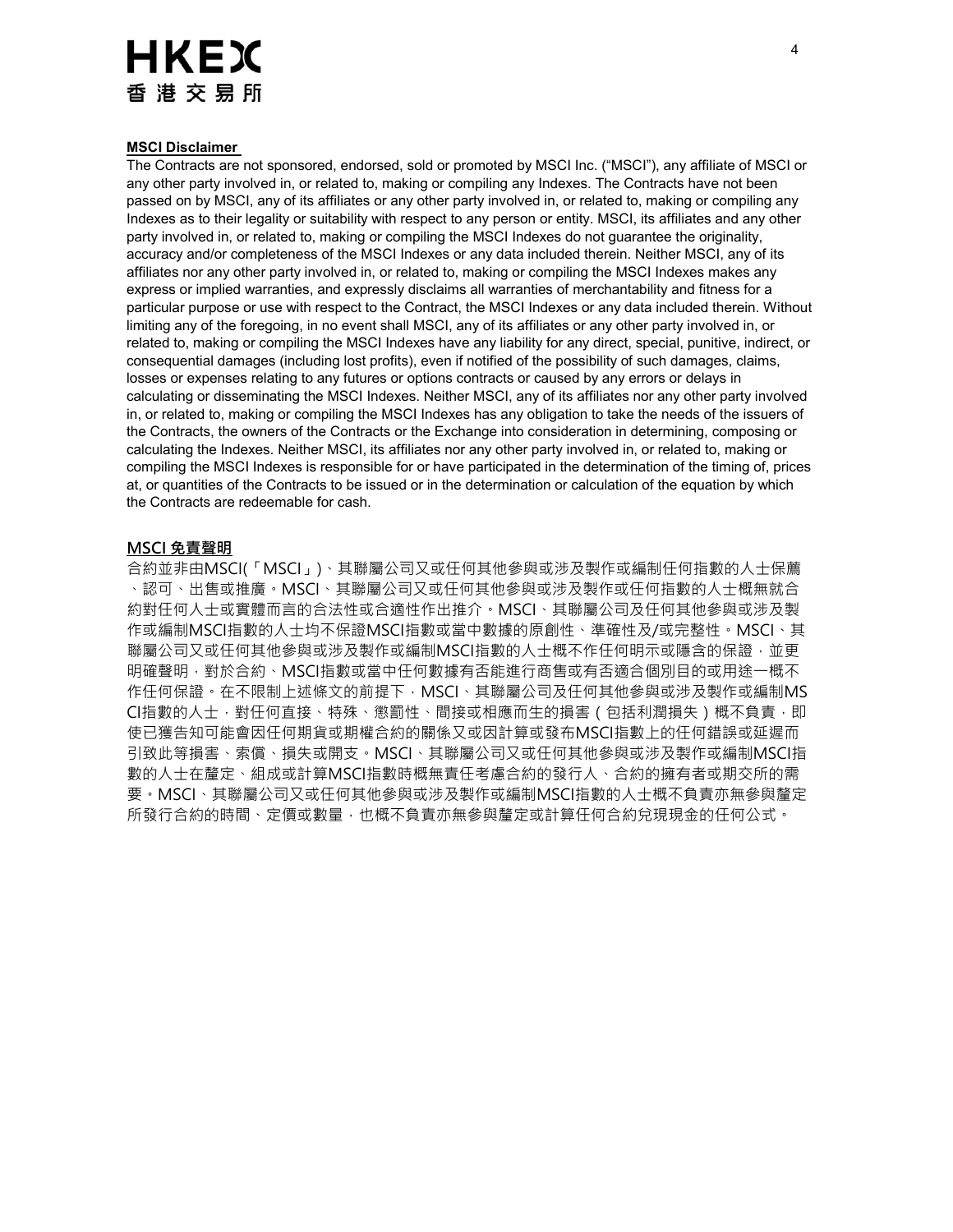**MSCI Disclaimer**

The Contracts are not sponsored, endorsed, sold or promoted by MSCI Inc. ("MSCI"), any affiliate of MSCI or any other party involved in, or related to, making or compiling any Indexes. The Contracts have not been passed on by MSCI, any of its affiliates or any other party involved in, or related to, making or compiling any Indexes as to their legality or suitability with respect to any person or entity. MSCI, its affiliates and any other party involved in, or related to, making or compiling the MSCI Indexes do not guarantee the originality, accuracy and/or completeness of the MSCI Indexes or any data included therein. Neither MSCI, any of its affiliates nor any other party involved in, or related to, making or compiling the MSCI Indexes makes any express or implied warranties, and expressly disclaims all warranties of merchantability and fitness for a particular purpose or use with respect to the Contract, the MSCI Indexes or any data included therein. Without limiting any of the foregoing, in no event shall MSCI, any of its affiliates or any other party involved in, or related to, making or compiling the MSCI Indexes have any liability for any direct, special, punitive, indirect, or consequential damages (including lost profits), even if notified of the possibility of such damages, claims, losses or expenses relating to any futures or options contracts or caused by any errors or delays in calculating or disseminating the MSCI Indexes. Neither MSCI, any of its affiliates nor any other party involved in, or related to, making or compiling the MSCI Indexes has any obligation to take the needs of the issuers of the Contracts, the owners of the Contracts or the Exchange into consideration in determining, composing or calculating the Indexes. Neither MSCI, its affiliates nor any other party involved in, or related to, making or compiling the MSCI Indexes is responsible for or have participated in the determination of the timing of, prices at, or quantities of the Contracts to be issued or in the determination or calculation of the equation by which the Contracts are redeemable for cash.

**MSCI 免責聲明**

合約並非由MSCI(「MSCI」)、其聯屬公司又或任何其他參與或涉及製作或編制任何指數的人士保薦、認可、出售或推廣。MSCI、其聯屬公司又或任何其他參與或涉及製作或任何指數的人士概無就合約對任何人士或實體而言的合法性或合適性作出推介。MSCI、其聯屬公司及任何其他參與或涉及製作或編制MSCI指數的人士均不保證MSCI指數或當中數據的原創性、準確性及/或完整性。MSCI、其聯屬公司又或任何其他參與或涉及製作或編制MSCI指數的人士概不作任何明示或隱含的保證，並更明確聲明，對於合約、MSCI指數或當中任何數據有否能進行商售或有否適合個別目的或用途一概不作任何保證。在不限制上述條文的前提下，MSCI、其聯屬公司及任何其他參與或涉及製作或編制MSCI指數的人士，對任何直接、特殊、懲罰性、間接或相應而生的損害（包括利潤損失）概不負責，即使已獲告知可能會因任何期貨或期權合約的關係又或因計算或發布MSCI指數上的任何錯誤或延遲而引致此等損害、索償、損失或開支。MSCI、其聯屬公司又或任何其他參與或涉及製作或編制MSCI指數的人士在釐定、組成或計算MSCI指數時概無責任考慮合約的發行人、合約的擁有者或期交所的需要。MSCI、其聯屬公司又或任何其他參與或涉及製作或編制MSCI指數的人士概不負責亦無參與釐定所發行合約的時間、定價或數量，也概不負責亦無參與釐定或計算任何合約兌現現金的任何公式。